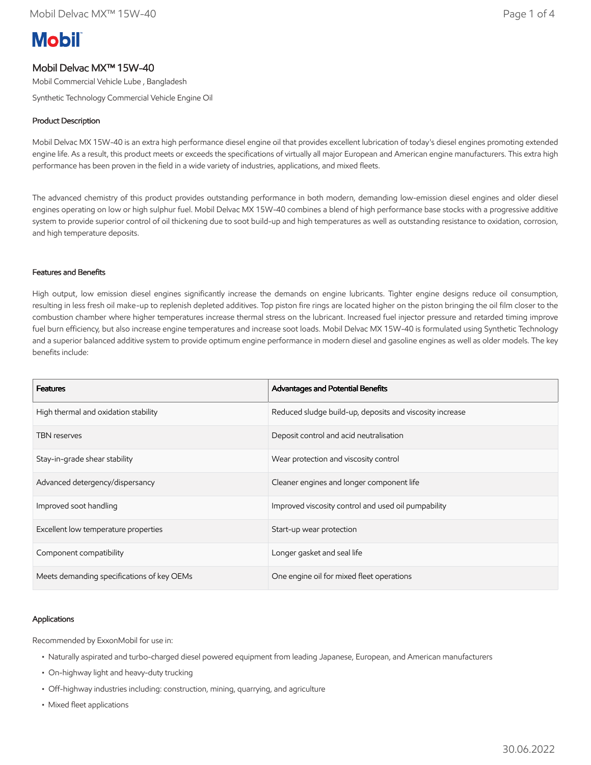# Mobil Delvac MX™ 15W-40

Mobil Commercial Vehicle Lube , Bangladesh

Synthetic Technology Commercial Vehicle Engine Oil

## Product Description

Mobil Delvac MX 15W-40 is an extra high performance diesel engine oil that provides excellent lubrication of today's diesel engines promoting extended engine life. As a result, this product meets or exceeds the specifications of virtually all major European and American engine manufacturers. This extra high performance has been proven in the field in a wide variety of industries, applications, and mixed fleets.

The advanced chemistry of this product provides outstanding performance in both modern, demanding low-emission diesel engines and older diesel engines operating on low or high sulphur fuel. Mobil Delvac MX 15W-40 combines a blend of high performance base stocks with a progressive additive system to provide superior control of oil thickening due to soot build-up and high temperatures as well as outstanding resistance to oxidation, corrosion, and high temperature deposits.

## Features and Benefits

High output, low emission diesel engines significantly increase the demands on engine lubricants. Tighter engine designs reduce oil consumption, resulting in less fresh oil make-up to replenish depleted additives. Top piston fire rings are located higher on the piston bringing the oil film closer to the combustion chamber where higher temperatures increase thermal stress on the lubricant. Increased fuel injector pressure and retarded timing improve fuel burn efficiency, but also increase engine temperatures and increase soot loads. Mobil Delvac MX 15W-40 is formulated using Synthetic Technology and a superior balanced additive system to provide optimum engine performance in modern diesel and gasoline engines as well as older models. The key benefits include:

| Features | Advantages and Potential Benefits |
|---|---|
| High thermal and oxidation stability | Reduced sludge build-up, deposits and viscosity increase |
| TBN reserves | Deposit control and acid neutralisation |
| Stay-in-grade shear stability | Wear protection and viscosity control |
| Advanced detergency/dispersancy | Cleaner engines and longer component life |
| Improved soot handling | Improved viscosity control and used oil pumpability |
| Excellent low temperature properties | Start-up wear protection |
| Component compatibility | Longer gasket and seal life |
| Meets demanding specifications of key OEMs | One engine oil for mixed fleet operations |

## Applications

Recommended by ExxonMobil for use in:

- Naturally aspirated and turbo-charged diesel powered equipment from leading Japanese, European, and American manufacturers
- On-highway light and heavy-duty trucking
- Off-highway industries including: construction, mining, quarrying, and agriculture
- Mixed fleet applications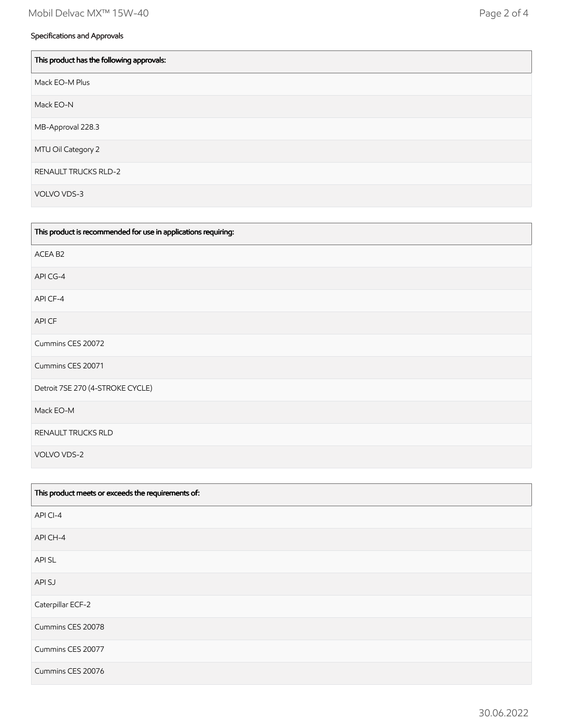Specifications and Approvals

| This product has the following approvals: |
| --- |
| Mack EO-M Plus |
| Mack EO-N |
| MB-Approval 228.3 |
| MTU Oil Category 2 |
| RENAULT TRUCKS RLD-2 |
| VOLVO VDS-3 |

| This product is recommended for use in applications requiring: |
| --- |
| ACEA B2 |
| API CG-4 |
| API CF-4 |
| API CF |
| Cummins CES 20072 |
| Cummins CES 20071 |
| Detroit 7SE 270 (4-STROKE CYCLE) |
| Mack EO-M |
| RENAULT TRUCKS RLD |
| VOLVO VDS-2 |

| This product meets or exceeds the requirements of: |
| --- |
| API CI-4 |
| API CH-4 |
| API SL |
| API SJ |
| Caterpillar ECF-2 |
| Cummins CES 20078 |
| Cummins CES 20077 |
| Cummins CES 20076 |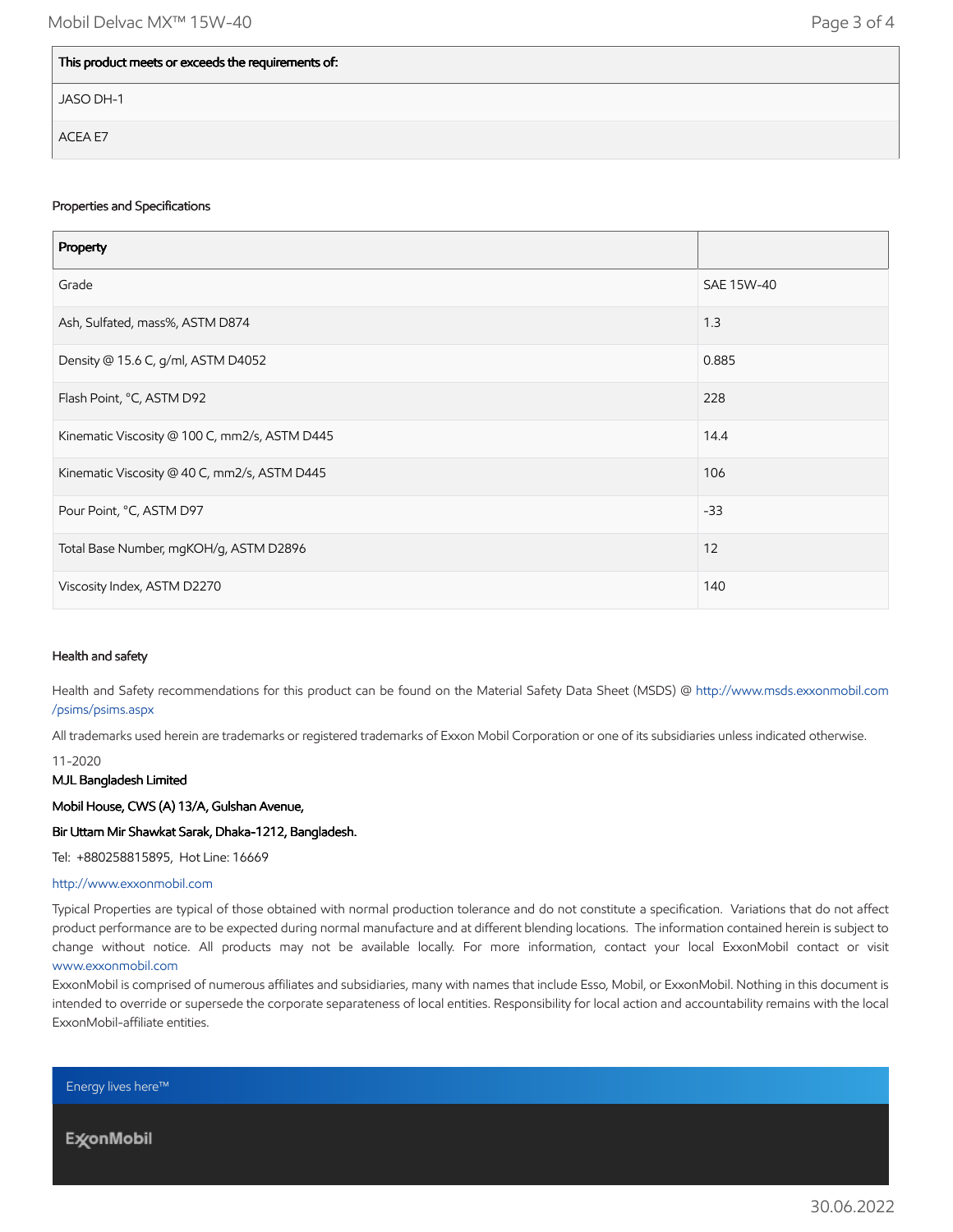| This product meets or exceeds the requirements of: |
| --- |
| JASO DH-1 |
| ACEA E7 |

### Properties and Specifications

| Property | |
| --- | --- |
| Grade | SAE 15W-40 |
| Ash, Sulfated, mass%, ASTM D874 | 1.3 |
| Density @ 15.6 C, g/ml, ASTM D4052 | 0.885 |
| Flash Point, °C, ASTM D92 | 228 |
| Kinematic Viscosity @ 100 C, mm2/s, ASTM D445 | 14.4 |
| Kinematic Viscosity @ 40 C, mm2/s, ASTM D445 | 106 |
| Pour Point, °C, ASTM D97 | -33 |
| Total Base Number, mgKOH/g, ASTM D2896 | 12 |
| Viscosity Index, ASTM D2270 | 140 |

### Health and safety

Health and Safety recommendations for this product can be found on the Material Safety Data Sheet (MSDS) @ http://www.msds.exxonmobil.com/psims/psims.aspx

All trademarks used herein are trademarks or registered trademarks of Exxon Mobil Corporation or one of its subsidiaries unless indicated otherwise.

11-2020

**MJL Bangladesh Limited**

**Mobil House, CWS (A) 13/A, Gulshan Avenue,**

**Bir Uttam Mir Shawkat Sarak, Dhaka-1212, Bangladesh.**

Tel: +880258815895, Hot Line: 16669

http://www.exxonmobil.com

Typical Properties are typical of those obtained with normal production tolerance and do not constitute a specification. Variations that do not affect product performance are to be expected during normal manufacture and at different blending locations. The information contained herein is subject to change without notice. All products may not be available locally. For more information, contact your local ExxonMobil contact or visit www.exxonmobil.com

ExxonMobil is comprised of numerous affiliates and subsidiaries, many with names that include Esso, Mobil, or ExxonMobil. Nothing in this document is intended to override or supersede the corporate separateness of local entities. Responsibility for local action and accountability remains with the local ExxonMobil-affiliate entities.

Energy lives here™

ExxonMobil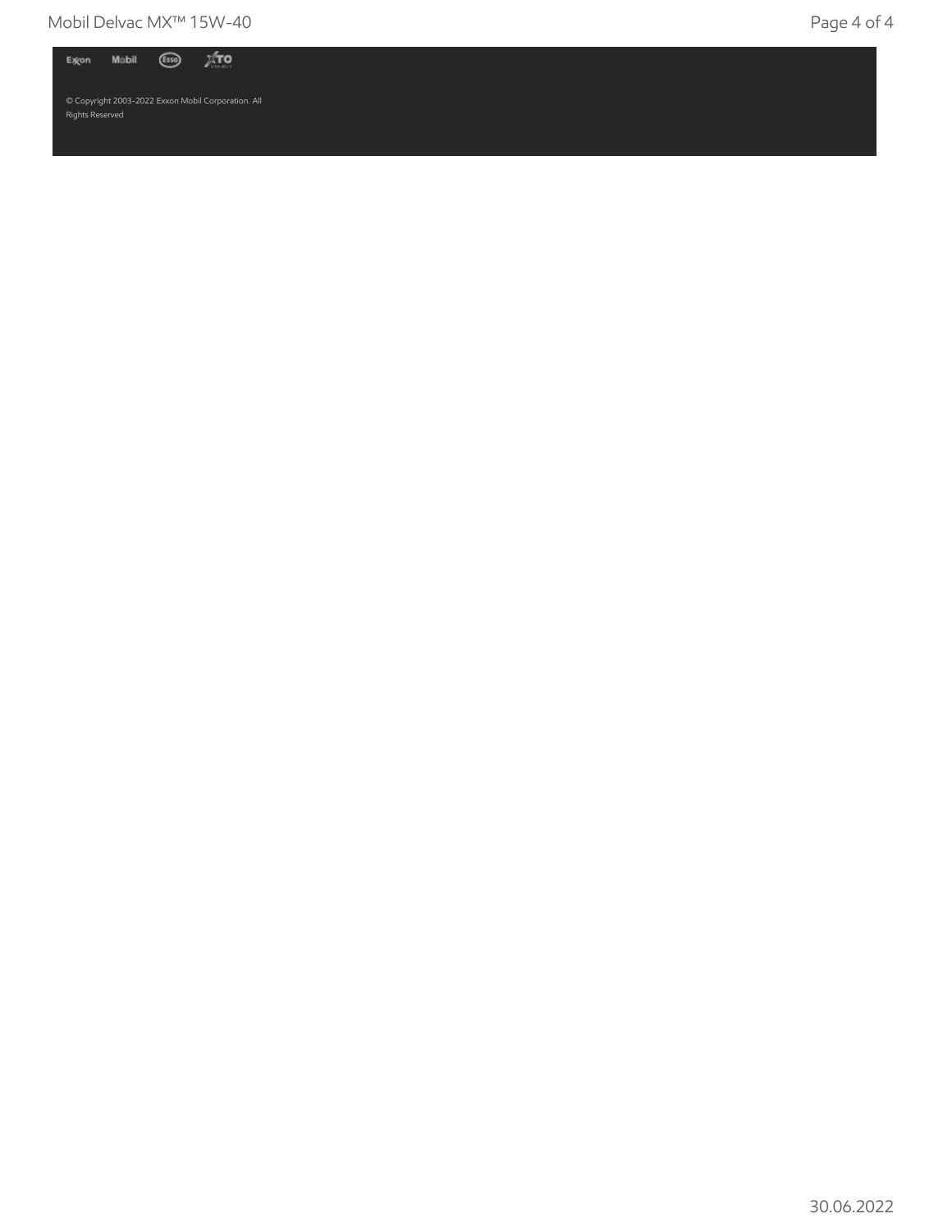Exxon Mobil Esso XTO

© Copyright 2003-2022 Exxon Mobil Corporation. All Rights Reserved